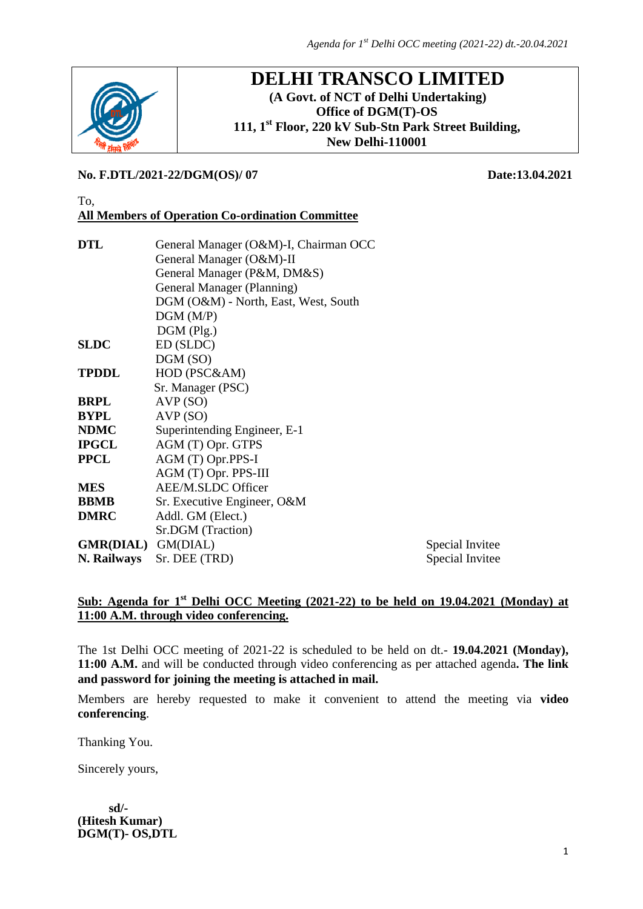# DELHI TRANSCO LIMITED

**(A Govt. of NCT of Delhi Undertaking)**
**Office of DGM(T)-OS**
**111, 1st Floor, 220 kV Sub-Stn Park Street Building,**
**New Delhi-110001**

**No. F.DTL/2021-22/DGM(OS)/ 07** **Date:13.04.2021**

To,
**All Members of Operation Co-ordination Committee**

| | | |
|---|---|---|
| **DTL** | General Manager (O&M)-I, Chairman OCC | |
| | General Manager (O&M)-II | |
| | General Manager (P&M, DM&S) | |
| | General Manager (Planning) | |
| | DGM (O&M) - North, East, West, South | |
| | DGM (M/P) | |
| | DGM (Plg.) | |
| **SLDC** | ED (SLDC) | |
| | DGM (SO) | |
| **TPDDL** | HOD (PSC&AM) | |
| | Sr. Manager (PSC) | |
| **BRPL** | AVP (SO) | |
| **BYPL** | AVP (SO) | |
| **NDMC** | Superintending Engineer, E-1 | |
| **IPGCL** | AGM (T) Opr. GTPS | |
| **PPCL** | AGM (T) Opr.PPS-I | |
| | AGM (T) Opr. PPS-III | |
| **MES** | AEE/M.SLDC Officer | |
| **BBMB** | Sr. Executive Engineer, O&M | |
| **DMRC** | Addl. GM (Elect.) | |
| | Sr.DGM (Traction) | |
| **GMR(DIAL)** | GM(DIAL) | Special Invitee |
| **N. Railways** | Sr. DEE (TRD) | Special Invitee |

**Sub: Agenda for 1st Delhi OCC Meeting (2021-22) to be held on 19.04.2021 (Monday) at 11:00 A.M. through video conferencing.**

The 1st Delhi OCC meeting of 2021-22 is scheduled to be held on dt.- **19.04.2021 (Monday), 11:00 A.M.** and will be conducted through video conferencing as per attached agenda**. The link and password for joining the meeting is attached in mail.**

Members are hereby requested to make it convenient to attend the meeting via **video conferencing**.

Thanking You.

Sincerely yours,

**sd/-**
**(Hitesh Kumar)**
**DGM(T)- OS,DTL**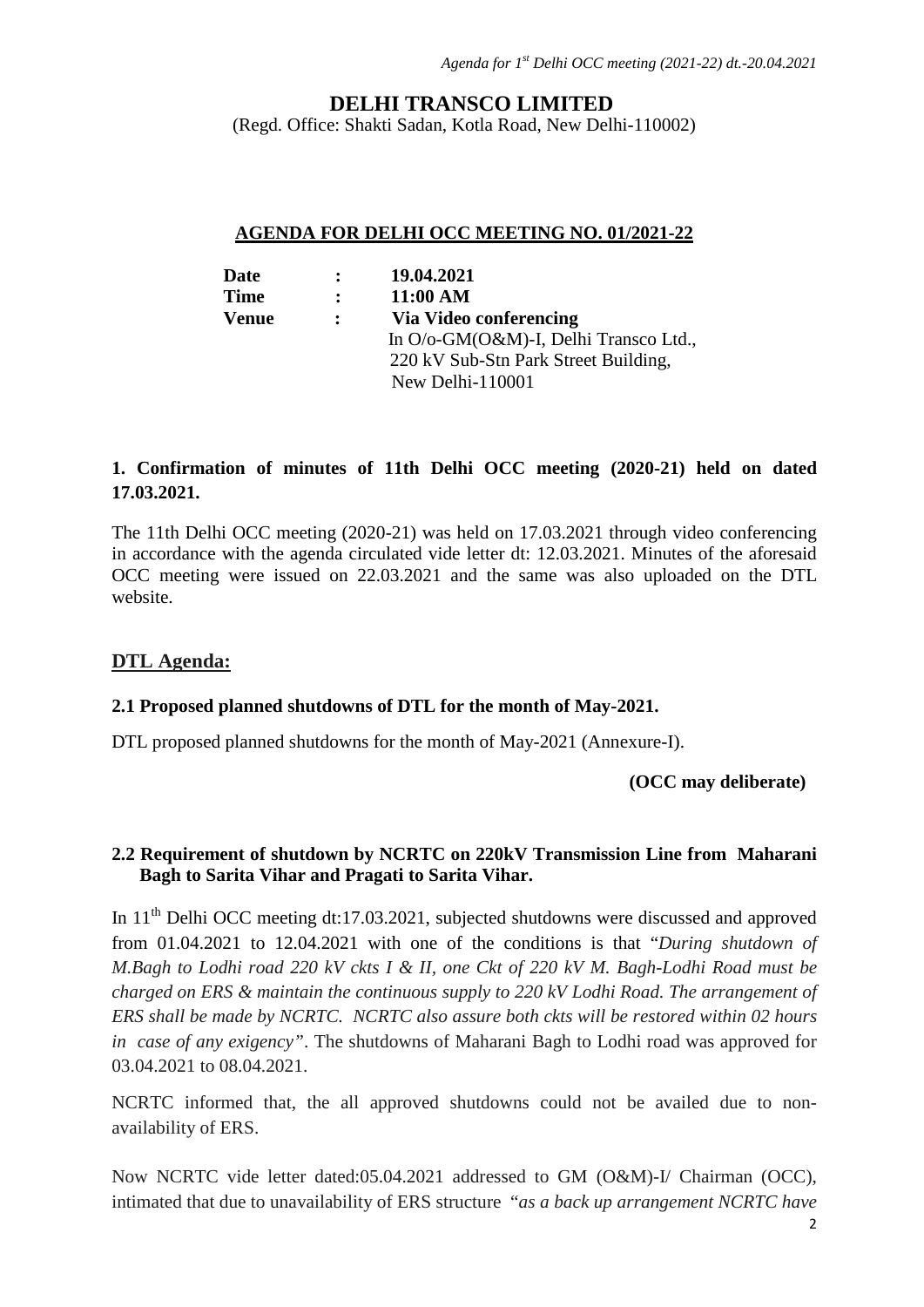# DELHI TRANSCO LIMITED

(Regd. Office: Shakti Sadan, Kotla Road, New Delhi-110002)

## AGENDA FOR DELHI OCC MEETING NO. 01/2021-22

| | | |
|---|---|---|
| **Date** | **:** | **19.04.2021** |
| **Time** | **:** | **11:00 AM** |
| **Venue** | **:** | **Via Video conferencing**<br>In O/o-GM(O&M)-I, Delhi Transco Ltd.,<br>220 kV Sub-Stn Park Street Building,<br>New Delhi-110001 |

**1. Confirmation of minutes of 11th Delhi OCC meeting (2020-21) held on dated 17.03.2021.**

The 11th Delhi OCC meeting (2020-21) was held on 17.03.2021 through video conferencing in accordance with the agenda circulated vide letter dt: 12.03.2021. Minutes of the aforesaid OCC meeting were issued on 22.03.2021 and the same was also uploaded on the DTL website.

## DTL Agenda:

**2.1 Proposed planned shutdowns of DTL for the month of May-2021.**

DTL proposed planned shutdowns for the month of May-2021 (Annexure-I).

**(OCC may deliberate)**

**2.2 Requirement of shutdown by NCRTC on 220kV Transmission Line from Maharani Bagh to Sarita Vihar and Pragati to Sarita Vihar.**

In 11th Delhi OCC meeting dt:17.03.2021, subjected shutdowns were discussed and approved from 01.04.2021 to 12.04.2021 with one of the conditions is that "*During shutdown of M.Bagh to Lodhi road 220 kV ckts I & II, one Ckt of 220 kV M. Bagh-Lodhi Road must be charged on ERS & maintain the continuous supply to 220 kV Lodhi Road. The arrangement of ERS shall be made by NCRTC. NCRTC also assure both ckts will be restored within 02 hours in case of any exigency"*. The shutdowns of Maharani Bagh to Lodhi road was approved for 03.04.2021 to 08.04.2021.

NCRTC informed that, the all approved shutdowns could not be availed due to non-availability of ERS.

Now NCRTC vide letter dated:05.04.2021 addressed to GM (O&M)-I/ Chairman (OCC), intimated that due to unavailability of ERS structure "*as a back up arrangement NCRTC have*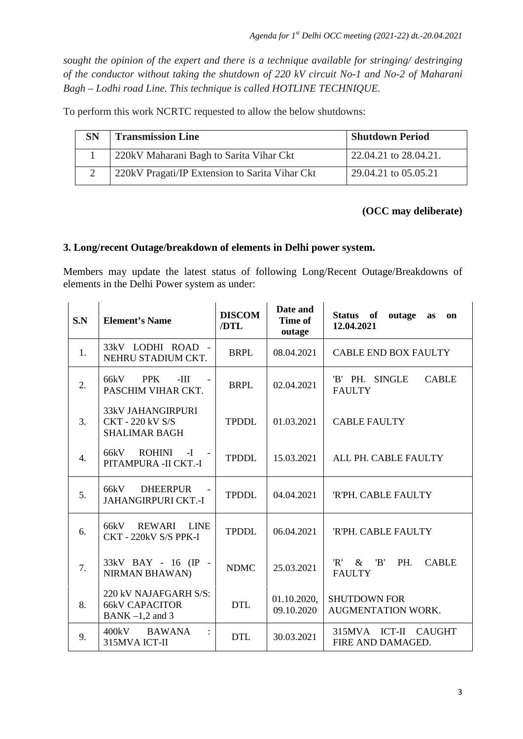*sought the opinion of the expert and there is a technique available for stringing/ destringing of the conductor without taking the shutdown of 220 kV circuit No-1 and No-2 of Maharani Bagh – Lodhi road Line. This technique is called HOTLINE TECHNIQUE.*

To perform this work NCRTC requested to allow the below shutdowns:

| SN | Transmission Line | Shutdown Period |
|---|---|---|
| 1 | 220kV Maharani Bagh to Sarita Vihar Ckt | 22.04.21 to 28.04.21. |
| 2 | 220kV Pragati/IP Extension to Sarita Vihar Ckt | 29.04.21 to 05.05.21 |

**(OCC may deliberate)**

### 3. Long/recent Outage/breakdown of elements in Delhi power system.

Members may update the latest status of following Long/Recent Outage/Breakdowns of elements in the Delhi Power system as under:

| S.N | Element's Name | DISCOM /DTL | Date and Time of outage | Status of outage as on 12.04.2021 |
|---|---|---|---|---|
| 1. | 33kV LODHI ROAD - NEHRU STADIUM CKT. | BRPL | 08.04.2021 | CABLE END BOX FAULTY |
| 2. | 66kV PPK -III - PASCHIM VIHAR CKT. | BRPL | 02.04.2021 | 'B' PH. SINGLE CABLE FAULTY |
| 3. | 33kV JAHANGIRPURI CKT - 220 kV S/S SHALIMAR BAGH | TPDDL | 01.03.2021 | CABLE FAULTY |
| 4. | 66kV ROHINI -I - PITAMPURA -II CKT.-I | TPDDL | 15.03.2021 | ALL PH. CABLE FAULTY |
| 5. | 66kV DHEERPUR - JAHANGIRPURI CKT.-I | TPDDL | 04.04.2021 | 'R'PH. CABLE FAULTY |
| 6. | 66kV REWARI LINE CKT - 220kV S/S PPK-I | TPDDL | 06.04.2021 | 'R'PH. CABLE FAULTY |
| 7. | 33kV BAY - 16 (IP - NIRMAN BHAWAN) | NDMC | 25.03.2021 | 'R' & 'B' PH. CABLE FAULTY |
| 8. | 220 kV NAJAFGARH S/S: 66kV CAPACITOR BANK –1,2 and 3 | DTL | 01.10.2020, 09.10.2020 | SHUTDOWN FOR AUGMENTATION WORK. |
| 9. | 400kV BAWANA : 315MVA ICT-II | DTL | 30.03.2021 | 315MVA ICT-II CAUGHT FIRE AND DAMAGED. |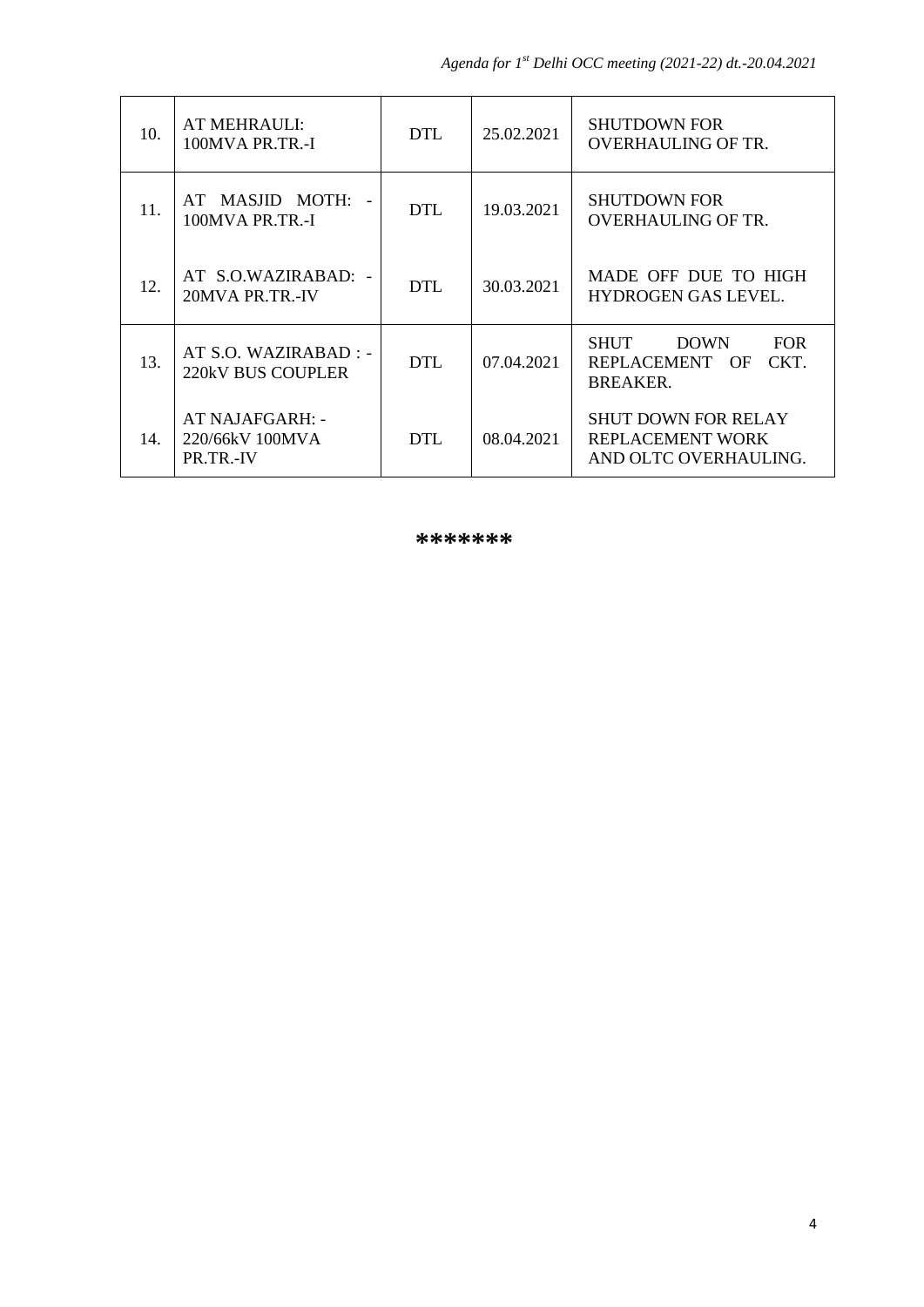| | | | | |
|---|---|---|---|---|
| 10. | AT MEHRAULI: 100MVA PR.TR.-I | DTL | 25.02.2021 | SHUTDOWN FOR OVERHAULING OF TR. |
| 11. | AT MASJID MOTH: - 100MVA PR.TR.-I | DTL | 19.03.2021 | SHUTDOWN FOR OVERHAULING OF TR. |
| 12. | AT S.O.WAZIRABAD: - 20MVA PR.TR.-IV | DTL | 30.03.2021 | MADE OFF DUE TO HIGH HYDROGEN GAS LEVEL. |
| 13. | AT S.O. WAZIRABAD : - 220kV BUS COUPLER | DTL | 07.04.2021 | SHUT DOWN FOR REPLACEMENT OF CKT. BREAKER. |
| 14. | AT NAJAFGARH: - 220/66kV 100MVA PR.TR.-IV | DTL | 08.04.2021 | SHUT DOWN FOR RELAY REPLACEMENT WORK AND OLTC OVERHAULING. |

*******